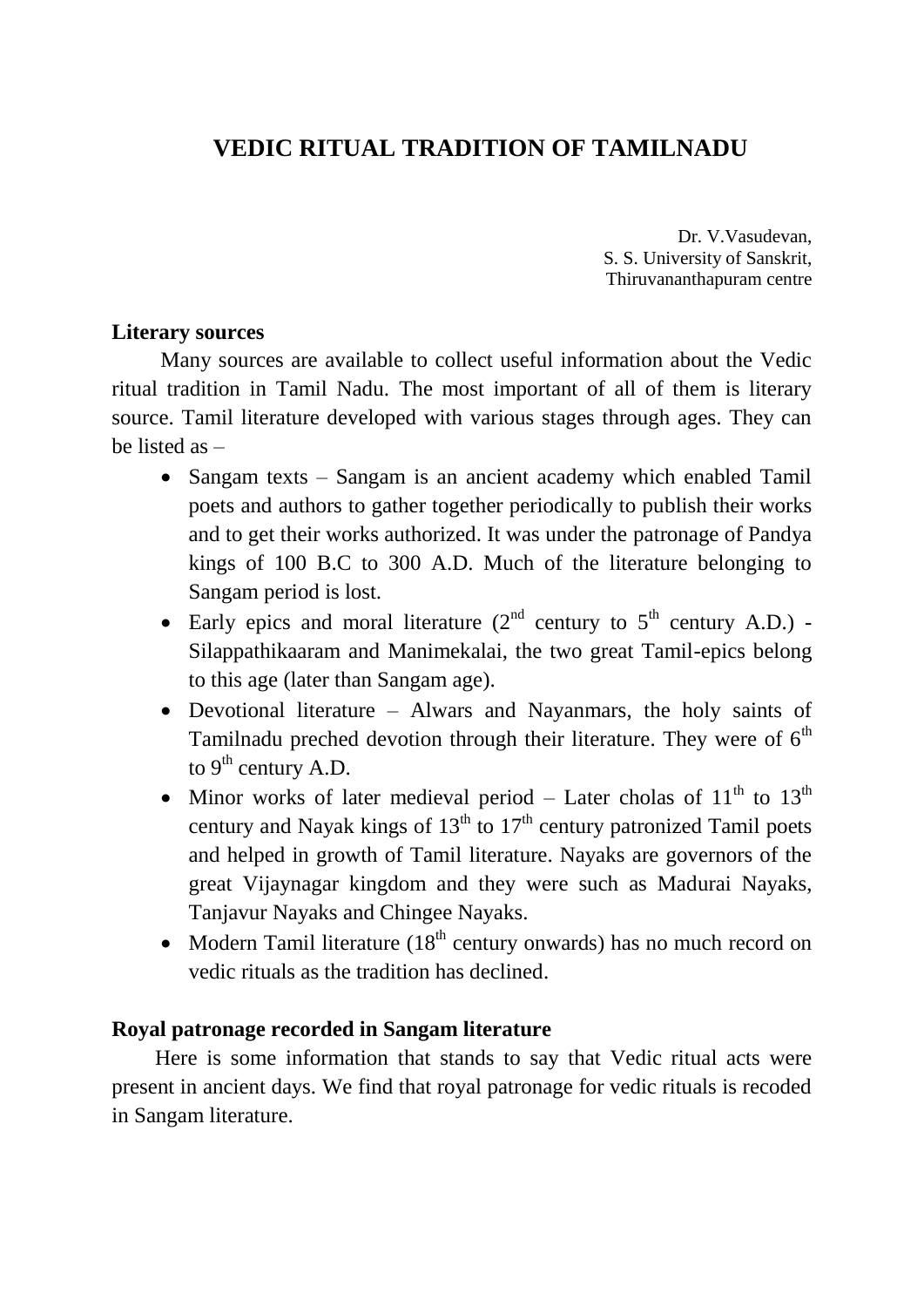# VEDIC RITUAL TRADITION OF TAMILNADU

Dr. V.Vasudevan,
S. S. University of Sanskrit,
Thiruvananthapuram centre

## Literary sources

Many sources are available to collect useful information about the Vedic ritual tradition in Tamil Nadu. The most important of all of them is literary source. Tamil literature developed with various stages through ages. They can be listed as –

- Sangam texts – Sangam is an ancient academy which enabled Tamil poets and authors to gather together periodically to publish their works and to get their works authorized. It was under the patronage of Pandya kings of 100 B.C to 300 A.D. Much of the literature belonging to Sangam period is lost.
- Early epics and moral literature (2nd century to 5th century A.D.) - Silappathikaaram and Manimekalai, the two great Tamil-epics belong to this age (later than Sangam age).
- Devotional literature – Alwars and Nayanmars, the holy saints of Tamilnadu preched devotion through their literature. They were of 6th to 9th century A.D.
- Minor works of later medieval period – Later cholas of 11th to 13th century and Nayak kings of 13th to 17th century patronized Tamil poets and helped in growth of Tamil literature. Nayaks are governors of the great Vijaynagar kingdom and they were such as Madurai Nayaks, Tanjavur Nayaks and Chingee Nayaks.
- Modern Tamil literature (18th century onwards) has no much record on vedic rituals as the tradition has declined.

## Royal patronage recorded in Sangam literature

Here is some information that stands to say that Vedic ritual acts were present in ancient days. We find that royal patronage for vedic rituals is recoded in Sangam literature.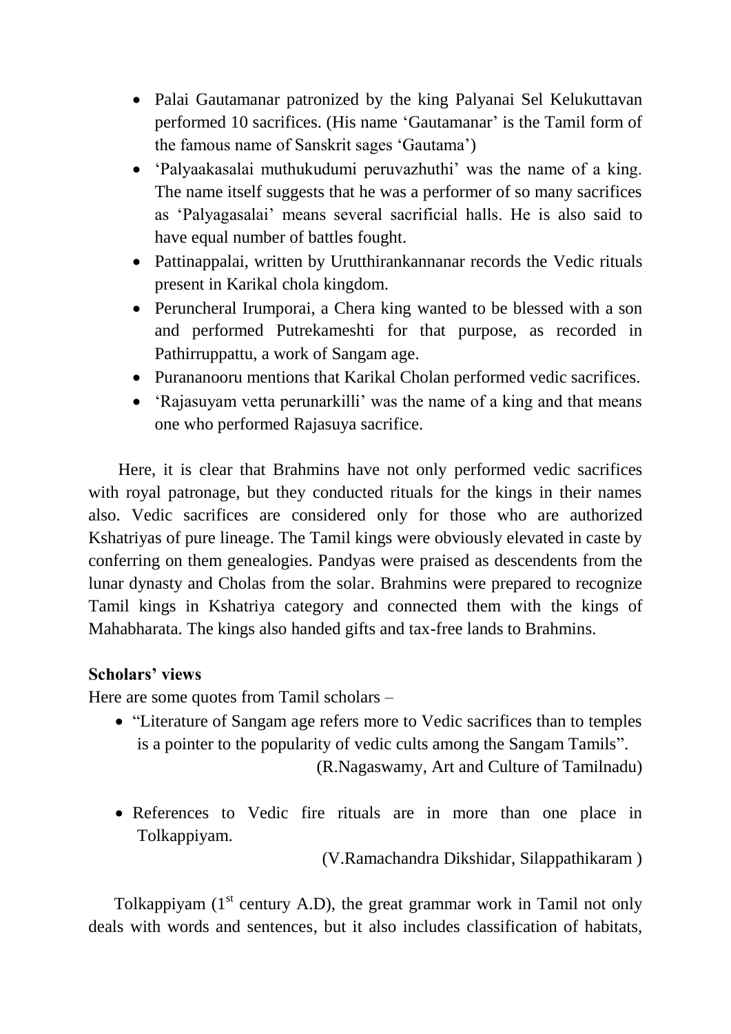- Palai Gautamanar patronized by the king Palyanai Sel Kelukuttavan performed 10 sacrifices. (His name 'Gautamanar' is the Tamil form of the famous name of Sanskrit sages 'Gautama')
- 'Palyaakasalai muthukudumi peruvazhuthi' was the name of a king. The name itself suggests that he was a performer of so many sacrifices as 'Palyagasalai' means several sacrificial halls. He is also said to have equal number of battles fought.
- Pattinappalai, written by Urutthirankannanar records the Vedic rituals present in Karikal chola kingdom.
- Peruncheral Irumporai, a Chera king wanted to be blessed with a son and performed Putrekameshti for that purpose, as recorded in Pathirruppattu, a work of Sangam age.
- Purananooru mentions that Karikal Cholan performed vedic sacrifices.
- 'Rajasuyam vetta perunarkilli' was the name of a king and that means one who performed Rajasuya sacrifice.

Here, it is clear that Brahmins have not only performed vedic sacrifices with royal patronage, but they conducted rituals for the kings in their names also. Vedic sacrifices are considered only for those who are authorized Kshatriyas of pure lineage. The Tamil kings were obviously elevated in caste by conferring on them genealogies. Pandyas were praised as descendents from the lunar dynasty and Cholas from the solar. Brahmins were prepared to recognize Tamil kings in Kshatriya category and connected them with the kings of Mahabharata. The kings also handed gifts and tax-free lands to Brahmins.

**Scholars' views**

Here are some quotes from Tamil scholars –

- "Literature of Sangam age refers more to Vedic sacrifices than to temples is a pointer to the popularity of vedic cults among the Sangam Tamils".
  (R.Nagaswamy, Art and Culture of Tamilnadu)

- References to Vedic fire rituals are in more than one place in Tolkappiyam.
  (V.Ramachandra Dikshidar, Silappathikaram )

Tolkappiyam (1st century A.D), the great grammar work in Tamil not only deals with words and sentences, but it also includes classification of habitats,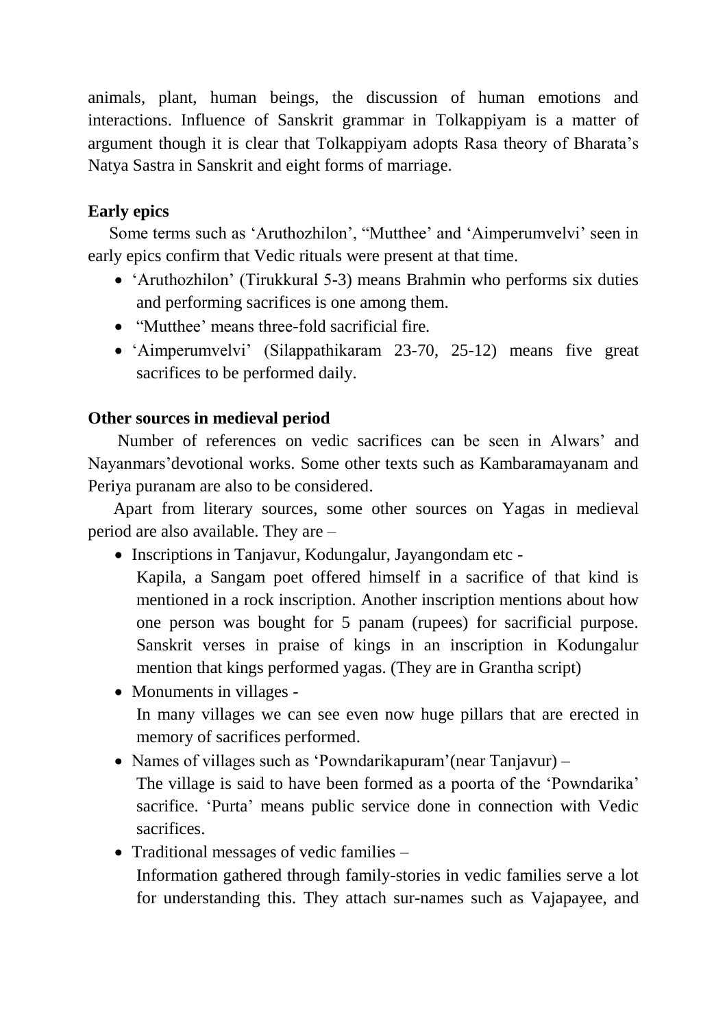animals, plant, human beings, the discussion of human emotions and interactions. Influence of Sanskrit grammar in Tolkappiyam is a matter of argument though it is clear that Tolkappiyam adopts Rasa theory of Bharata's Natya Sastra in Sanskrit and eight forms of marriage.

**Early epics**

Some terms such as 'Aruthozhilon', "Mutthee' and 'Aimperumvelvi' seen in early epics confirm that Vedic rituals were present at that time.

- 'Aruthozhilon' (Tirukkural 5-3) means Brahmin who performs six duties and performing sacrifices is one among them.
- "Mutthee' means three-fold sacrificial fire.
- 'Aimperumvelvi' (Silappathikaram 23-70, 25-12) means five great sacrifices to be performed daily.

**Other sources in medieval period**

Number of references on vedic sacrifices can be seen in Alwars' and Nayanmars'devotional works. Some other texts such as Kambaramayanam and Periya puranam are also to be considered.

Apart from literary sources, some other sources on Yagas in medieval period are also available. They are –

- Inscriptions in Tanjavur, Kodungalur, Jayangondam etc -
  Kapila, a Sangam poet offered himself in a sacrifice of that kind is mentioned in a rock inscription. Another inscription mentions about how one person was bought for 5 panam (rupees) for sacrificial purpose. Sanskrit verses in praise of kings in an inscription in Kodungalur mention that kings performed yagas. (They are in Grantha script)
- Monuments in villages -
  In many villages we can see even now huge pillars that are erected in memory of sacrifices performed.
- Names of villages such as 'Powndarikapuram'(near Tanjavur) –
  The village is said to have been formed as a poorta of the 'Powndarika' sacrifice. 'Purta' means public service done in connection with Vedic sacrifices.
- Traditional messages of vedic families –
  Information gathered through family-stories in vedic families serve a lot for understanding this. They attach sur-names such as Vajapayee, and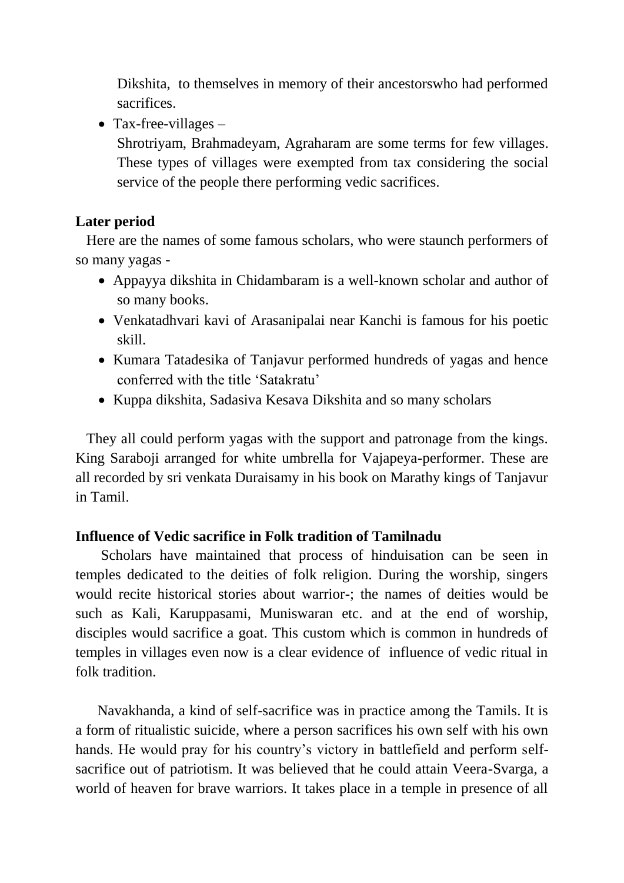Dikshita,  to themselves in memory of their ancestorswho had performed sacrifices.

- Tax-free-villages –
  Shrotriyam, Brahmadeyam, Agraharam are some terms for few villages. These types of villages were exempted from tax considering the social service of the people there performing vedic sacrifices.

**Later period**

Here are the names of some famous scholars, who were staunch performers of so many yagas -

- Appayya dikshita in Chidambaram is a well-known scholar and author of so many books.
- Venkatadhvari kavi of Arasanipalai near Kanchi is famous for his poetic skill.
- Kumara Tatadesika of Tanjavur performed hundreds of yagas and hence conferred with the title 'Satakratu'
- Kuppa dikshita, Sadasiva Kesava Dikshita and so many scholars

They all could perform yagas with the support and patronage from the kings. King Saraboji arranged for white umbrella for Vajapeya-performer. These are all recorded by sri venkata Duraisamy in his book on Marathy kings of Tanjavur in Tamil.

**Influence of Vedic sacrifice in Folk tradition of Tamilnadu**

Scholars have maintained that process of hinduisation can be seen in temples dedicated to the deities of folk religion. During the worship, singers would recite historical stories about warrior-; the names of deities would be such as Kali, Karuppasami, Muniswaran etc. and at the end of worship, disciples would sacrifice a goat. This custom which is common in hundreds of temples in villages even now is a clear evidence of  influence of vedic ritual in folk tradition.

Navakhanda, a kind of self-sacrifice was in practice among the Tamils. It is a form of ritualistic suicide, where a person sacrifices his own self with his own hands. He would pray for his country's victory in battlefield and perform self-sacrifice out of patriotism. It was believed that he could attain Veera-Svarga, a world of heaven for brave warriors. It takes place in a temple in presence of all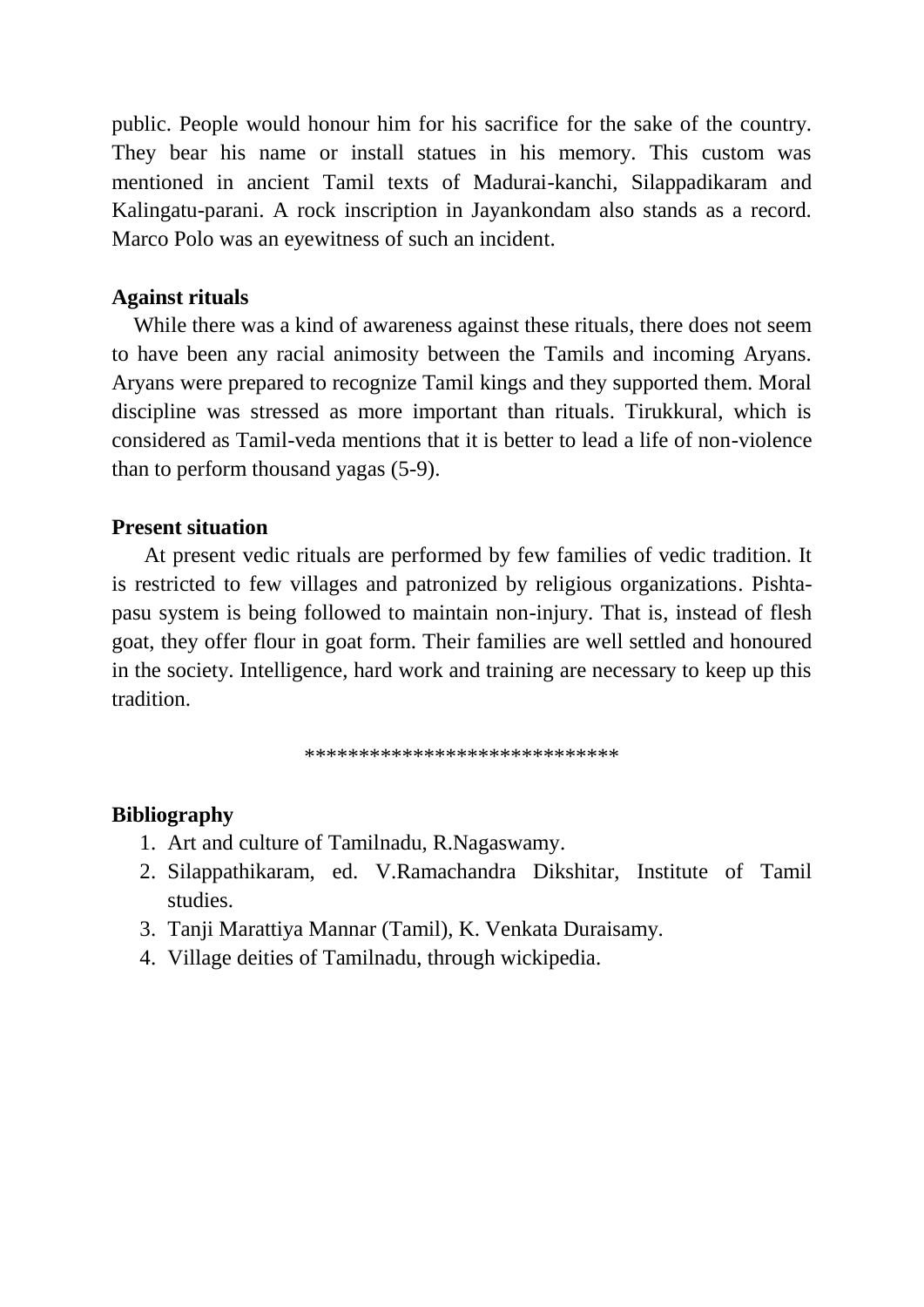public. People would honour him for his sacrifice for the sake of the country. They bear his name or install statues in his memory. This custom was mentioned in ancient Tamil texts of Madurai-kanchi, Silappadikaram and Kalingatu-parani. A rock inscription in Jayankondam also stands as a record. Marco Polo was an eyewitness of such an incident.

**Against rituals**

While there was a kind of awareness against these rituals, there does not seem to have been any racial animosity between the Tamils and incoming Aryans. Aryans were prepared to recognize Tamil kings and they supported them. Moral discipline was stressed as more important than rituals. Tirukkural, which is considered as Tamil-veda mentions that it is better to lead a life of non-violence than to perform thousand yagas (5-9).

**Present situation**

At present vedic rituals are performed by few families of vedic tradition. It is restricted to few villages and patronized by religious organizations. Pishta-pasu system is being followed to maintain non-injury. That is, instead of flesh goat, they offer flour in goat form. Their families are well settled and honoured in the society. Intelligence, hard work and training are necessary to keep up this tradition.

*****************************

**Bibliography**

1. Art and culture of Tamilnadu, R.Nagaswamy.
2. Silappathikaram, ed. V.Ramachandra Dikshitar, Institute of Tamil studies.
3. Tanji Marattiya Mannar (Tamil), K. Venkata Duraisamy.
4. Village deities of Tamilnadu, through wickipedia.